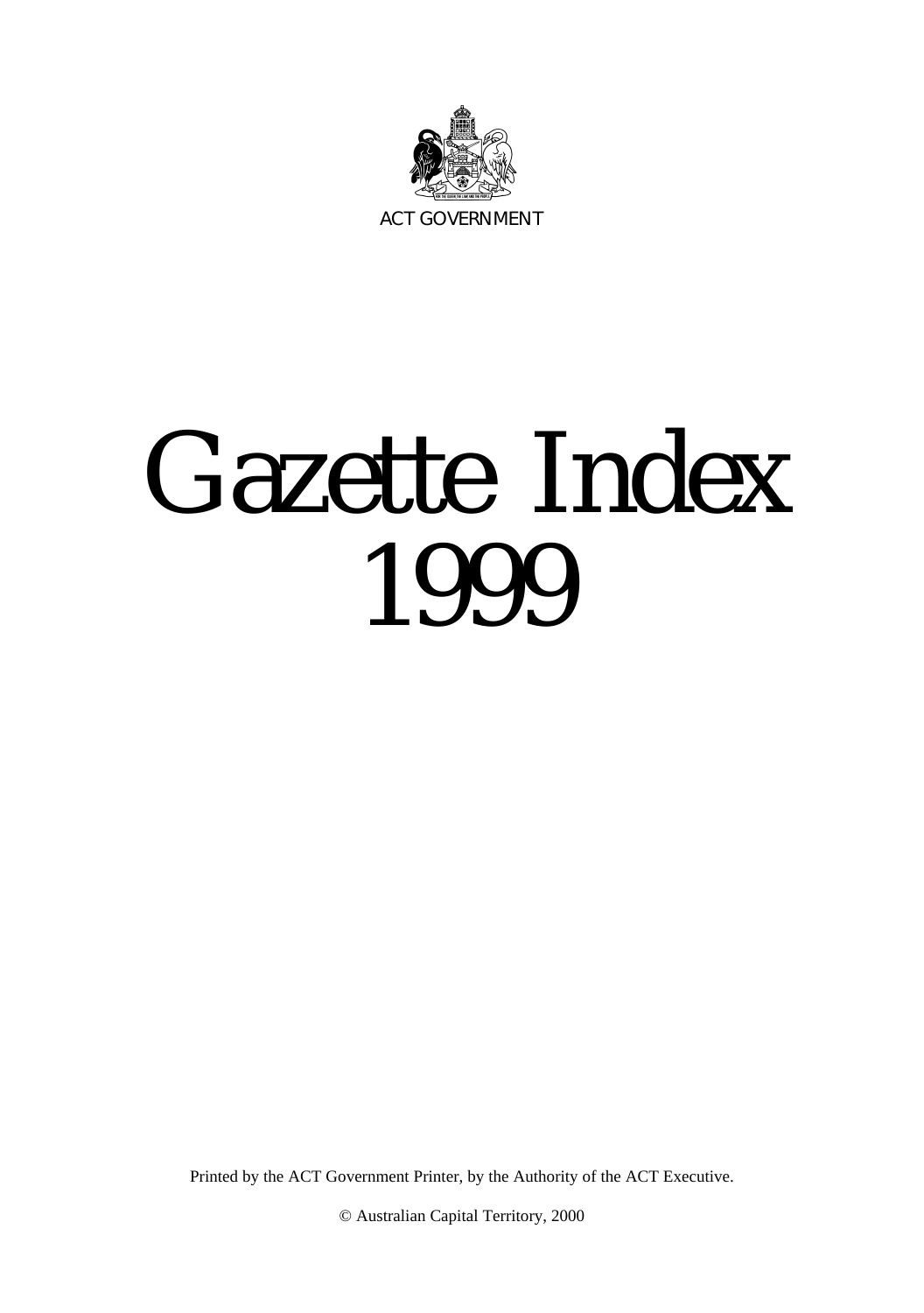ACT GOVERNMENT

# Gazette Index 1999

Printed by the ACT Government Printer, by the Authority of the ACT Executive.

© Australian Capital Territory, 2000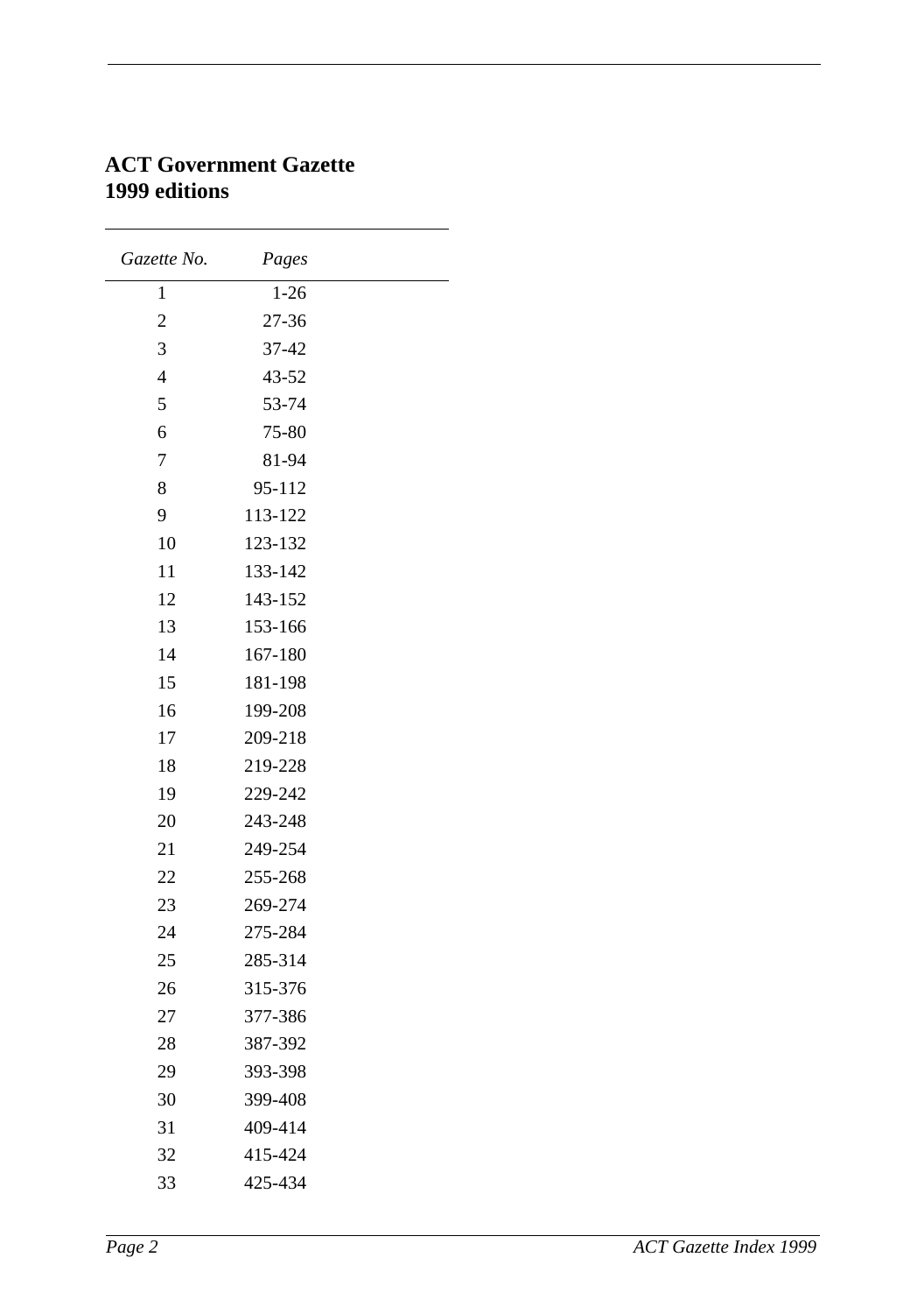# ACT Government Gazette
# 1999 editions

| *Gazette No.* | *Pages* |
|---|---|
| 1 | 1-26 |
| 2 | 27-36 |
| 3 | 37-42 |
| 4 | 43-52 |
| 5 | 53-74 |
| 6 | 75-80 |
| 7 | 81-94 |
| 8 | 95-112 |
| 9 | 113-122 |
| 10 | 123-132 |
| 11 | 133-142 |
| 12 | 143-152 |
| 13 | 153-166 |
| 14 | 167-180 |
| 15 | 181-198 |
| 16 | 199-208 |
| 17 | 209-218 |
| 18 | 219-228 |
| 19 | 229-242 |
| 20 | 243-248 |
| 21 | 249-254 |
| 22 | 255-268 |
| 23 | 269-274 |
| 24 | 275-284 |
| 25 | 285-314 |
| 26 | 315-376 |
| 27 | 377-386 |
| 28 | 387-392 |
| 29 | 393-398 |
| 30 | 399-408 |
| 31 | 409-414 |
| 32 | 415-424 |
| 33 | 425-434 |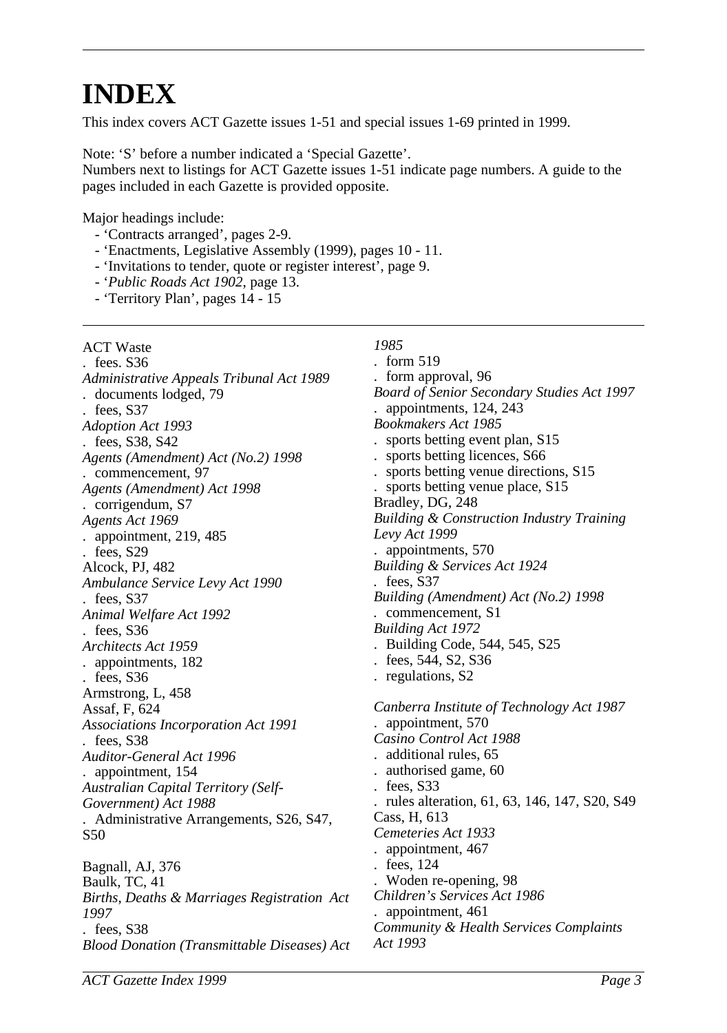# INDEX

This index covers ACT Gazette issues 1-51 and special issues 1-69 printed in 1999.

Note: 'S' before a number indicated a 'Special Gazette'.
Numbers next to listings for ACT Gazette issues 1-51 indicate page numbers. A guide to the pages included in each Gazette is provided opposite.

Major headings include:

- 'Contracts arranged', pages 2-9.
- 'Enactments, Legislative Assembly (1999), pages 10 - 11.
- 'Invitations to tender, quote or register interest', page 9.
- '*Public Roads Act 1902*, page 13.
- 'Territory Plan', pages 14 - 15

---

ACT Waste
. fees. S36
*Administrative Appeals Tribunal Act 1989*
. documents lodged, 79
. fees, S37
*Adoption Act 1993*
. fees, S38, S42
*Agents (Amendment) Act (No.2) 1998*
. commencement, 97
*Agents (Amendment) Act 1998*
. corrigendum, S7
*Agents Act 1969*
. appointment, 219, 485
. fees, S29
Alcock, PJ, 482
*Ambulance Service Levy Act 1990*
. fees, S37
*Animal Welfare Act 1992*
. fees, S36
*Architects Act 1959*
. appointments, 182
. fees, S36
Armstrong, L, 458
Assaf, F, 624
*Associations Incorporation Act 1991*
. fees, S38
*Auditor-General Act 1996*
. appointment, 154
*Australian Capital Territory (Self-Government) Act 1988*
. Administrative Arrangements, S26, S47, S50

Bagnall, AJ, 376
Baulk, TC, 41
*Births, Deaths & Marriages Registration Act 1997*
. fees, S38
*Blood Donation (Transmittable Diseases) Act 1985*
. form 519
. form approval, 96
*Board of Senior Secondary Studies Act 1997*
. appointments, 124, 243
*Bookmakers Act 1985*
. sports betting event plan, S15
. sports betting licences, S66
. sports betting venue directions, S15
. sports betting venue place, S15
Bradley, DG, 248
*Building & Construction Industry Training Levy Act 1999*
. appointments, 570
*Building & Services Act 1924*
. fees, S37
*Building (Amendment) Act (No.2) 1998*
. commencement, S1
*Building Act 1972*
. Building Code, 544, 545, S25
. fees, 544, S2, S36
. regulations, S2

*Canberra Institute of Technology Act 1987*
. appointment, 570
*Casino Control Act 1988*
. additional rules, 65
. authorised game, 60
. fees, S33
. rules alteration, 61, 63, 146, 147, S20, S49
Cass, H, 613
*Cemeteries Act 1933*
. appointment, 467
. fees, 124
. Woden re-opening, 98
*Children's Services Act 1986*
. appointment, 461
*Community & Health Services Complaints Act 1993*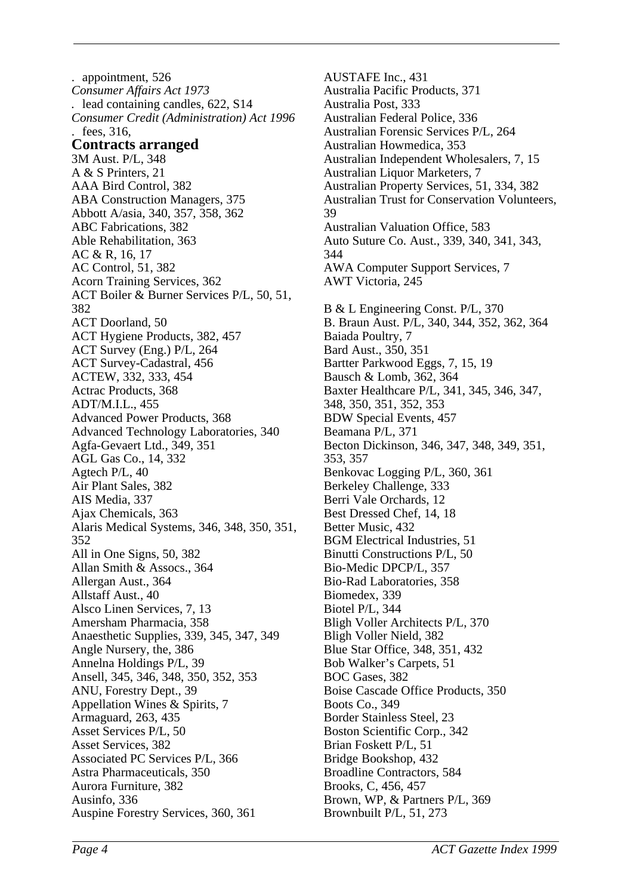. appointment, 526

*Consumer Affairs Act 1973*

. lead containing candles, 622, S14

*Consumer Credit (Administration) Act 1996*

. fees, 316,

## Contracts arranged

3M Aust. P/L, 348
A & S Printers, 21
AAA Bird Control, 382
ABA Construction Managers, 375
Abbott A/asia, 340, 357, 358, 362
ABC Fabrications, 382
Able Rehabilitation, 363
AC & R, 16, 17
AC Control, 51, 382
Acorn Training Services, 362
ACT Boiler & Burner Services P/L, 50, 51, 382
ACT Doorland, 50
ACT Hygiene Products, 382, 457
ACT Survey (Eng.) P/L, 264
ACT Survey-Cadastral, 456
ACTEW, 332, 333, 454
Actrac Products, 368
ADT/M.I.L., 455
Advanced Power Products, 368
Advanced Technology Laboratories, 340
Agfa-Gevaert Ltd., 349, 351
AGL Gas Co., 14, 332
Agtech P/L, 40
Air Plant Sales, 382
AIS Media, 337
Ajax Chemicals, 363
Alaris Medical Systems, 346, 348, 350, 351, 352
All in One Signs, 50, 382
Allan Smith & Assocs., 364
Allergan Aust., 364
Allstaff Aust., 40
Alsco Linen Services, 7, 13
Amersham Pharmacia, 358
Anaesthetic Supplies, 339, 345, 347, 349
Angle Nursery, the, 386
Annelna Holdings P/L, 39
Ansell, 345, 346, 348, 350, 352, 353
ANU, Forestry Dept., 39
Appellation Wines & Spirits, 7
Armaguard, 263, 435
Asset Services P/L, 50
Asset Services, 382
Associated PC Services P/L, 366
Astra Pharmaceuticals, 350
Aurora Furniture, 382
Ausinfo, 336
Auspine Forestry Services, 360, 361
AUSTAFE Inc., 431
Australia Pacific Products, 371
Australia Post, 333
Australian Federal Police, 336
Australian Forensic Services P/L, 264
Australian Howmedica, 353
Australian Independent Wholesalers, 7, 15
Australian Liquor Marketers, 7
Australian Property Services, 51, 334, 382
Australian Trust for Conservation Volunteers, 39
Australian Valuation Office, 583
Auto Suture Co. Aust., 339, 340, 341, 343, 344
AWA Computer Support Services, 7
AWT Victoria, 245

B & L Engineering Const. P/L, 370
B. Braun Aust. P/L, 340, 344, 352, 362, 364
Baiada Poultry, 7
Bard Aust., 350, 351
Bartter Parkwood Eggs, 7, 15, 19
Bausch & Lomb, 362, 364
Baxter Healthcare P/L, 341, 345, 346, 347, 348, 350, 351, 352, 353
BDW Special Events, 457
Beamana P/L, 371
Becton Dickinson, 346, 347, 348, 349, 351, 353, 357
Benkovac Logging P/L, 360, 361
Berkeley Challenge, 333
Berri Vale Orchards, 12
Best Dressed Chef, 14, 18
Better Music, 432
BGM Electrical Industries, 51
Binutti Constructions P/L, 50
Bio-Medic DPCP/L, 357
Bio-Rad Laboratories, 358
Biomedex, 339
Biotel P/L, 344
Bligh Voller Architects P/L, 370
Bligh Voller Nield, 382
Blue Star Office, 348, 351, 432
Bob Walker's Carpets, 51
BOC Gases, 382
Boise Cascade Office Products, 350
Boots Co., 349
Border Stainless Steel, 23
Boston Scientific Corp., 342
Brian Foskett P/L, 51
Bridge Bookshop, 432
Broadline Contractors, 584
Brooks, C, 456, 457
Brown, WP, & Partners P/L, 369
Brownbuilt P/L, 51, 273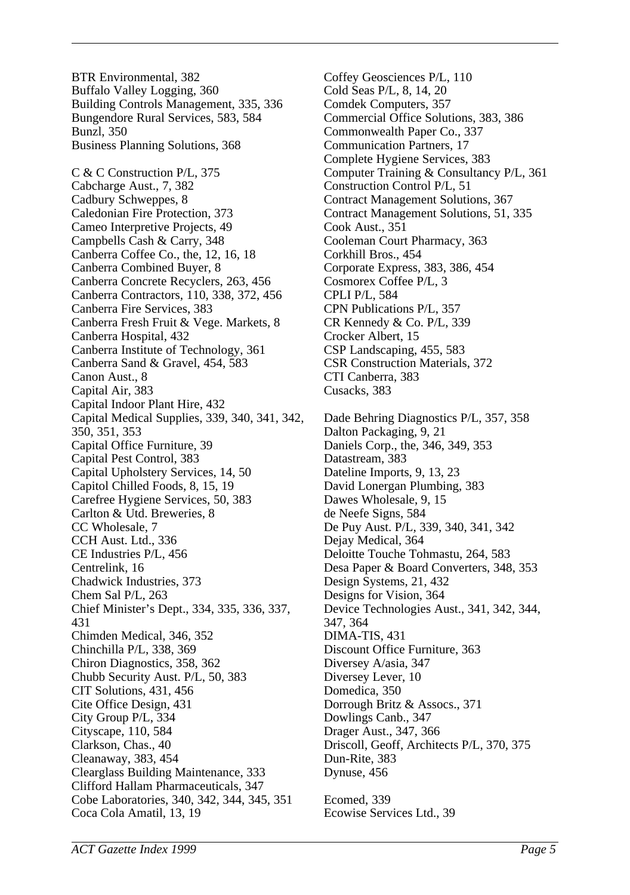BTR Environmental, 382
Buffalo Valley Logging, 360
Building Controls Management, 335, 336
Bungendore Rural Services, 583, 584
Bunzl, 350
Business Planning Solutions, 368

C & C Construction P/L, 375
Cabcharge Aust., 7, 382
Cadbury Schweppes, 8
Caledonian Fire Protection, 373
Cameo Interpretive Projects, 49
Campbells Cash & Carry, 348
Canberra Coffee Co., the, 12, 16, 18
Canberra Combined Buyer, 8
Canberra Concrete Recyclers, 263, 456
Canberra Contractors, 110, 338, 372, 456
Canberra Fire Services, 383
Canberra Fresh Fruit & Vege. Markets, 8
Canberra Hospital, 432
Canberra Institute of Technology, 361
Canberra Sand & Gravel, 454, 583
Canon Aust., 8
Capital Air, 383
Capital Indoor Plant Hire, 432
Capital Medical Supplies, 339, 340, 341, 342, 350, 351, 353
Capital Office Furniture, 39
Capital Pest Control, 383
Capital Upholstery Services, 14, 50
Capitol Chilled Foods, 8, 15, 19
Carefree Hygiene Services, 50, 383
Carlton & Utd. Breweries, 8
CC Wholesale, 7
CCH Aust. Ltd., 336
CE Industries P/L, 456
Centrelink, 16
Chadwick Industries, 373
Chem Sal P/L, 263
Chief Minister's Dept., 334, 335, 336, 337, 431
Chimden Medical, 346, 352
Chinchilla P/L, 338, 369
Chiron Diagnostics, 358, 362
Chubb Security Aust. P/L, 50, 383
CIT Solutions, 431, 456
Cite Office Design, 431
City Group P/L, 334
Cityscape, 110, 584
Clarkson, Chas., 40
Cleanaway, 383, 454
Clearglass Building Maintenance, 333
Clifford Hallam Pharmaceuticals, 347
Cobe Laboratories, 340, 342, 344, 345, 351
Coca Cola Amatil, 13, 19
Coffey Geosciences P/L, 110
Cold Seas P/L, 8, 14, 20
Comdek Computers, 357
Commercial Office Solutions, 383, 386
Commonwealth Paper Co., 337
Communication Partners, 17
Complete Hygiene Services, 383
Computer Training & Consultancy P/L, 361
Construction Control P/L, 51
Contract Management Solutions, 367
Contract Management Solutions, 51, 335
Cook Aust., 351
Cooleman Court Pharmacy, 363
Corkhill Bros., 454
Corporate Express, 383, 386, 454
Cosmorex Coffee P/L, 3
CPLI P/L, 584
CPN Publications P/L, 357
CR Kennedy & Co. P/L, 339
Crocker Albert, 15
CSP Landscaping, 455, 583
CSR Construction Materials, 372
CTI Canberra, 383
Cusacks, 383

Dade Behring Diagnostics P/L, 357, 358
Dalton Packaging, 9, 21
Daniels Corp., the, 346, 349, 353
Datastream, 383
Dateline Imports, 9, 13, 23
David Lonergan Plumbing, 383
Dawes Wholesale, 9, 15
de Neefe Signs, 584
De Puy Aust. P/L, 339, 340, 341, 342
Dejay Medical, 364
Deloitte Touche Tohmastu, 264, 583
Desa Paper & Board Converters, 348, 353
Design Systems, 21, 432
Designs for Vision, 364
Device Technologies Aust., 341, 342, 344, 347, 364
DIMA-TIS, 431
Discount Office Furniture, 363
Diversey A/asia, 347
Diversey Lever, 10
Domedica, 350
Dorrough Britz & Assocs., 371
Dowlings Canb., 347
Drager Aust., 347, 366
Driscoll, Geoff, Architects P/L, 370, 375
Dun-Rite, 383
Dynuse, 456

Ecomed, 339
Ecowise Services Ltd., 39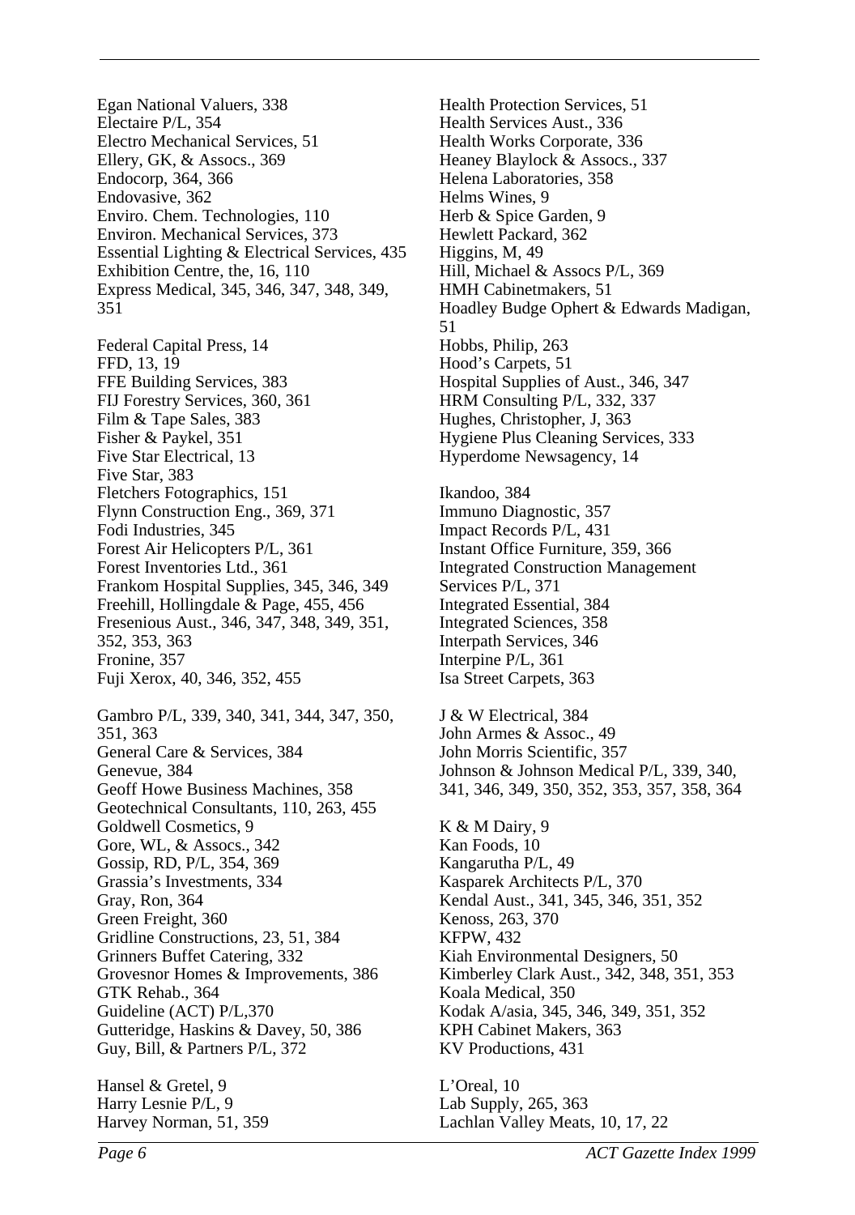Egan National Valuers, 338
Electaire P/L, 354
Electro Mechanical Services, 51
Ellery, GK, & Assocs., 369
Endocorp, 364, 366
Endovasive, 362
Enviro. Chem. Technologies, 110
Environ. Mechanical Services, 373
Essential Lighting & Electrical Services, 435
Exhibition Centre, the, 16, 110
Express Medical, 345, 346, 347, 348, 349, 351

Federal Capital Press, 14
FFD, 13, 19
FFE Building Services, 383
FIJ Forestry Services, 360, 361
Film & Tape Sales, 383
Fisher & Paykel, 351
Five Star Electrical, 13
Five Star, 383
Fletchers Fotographics, 151
Flynn Construction Eng., 369, 371
Fodi Industries, 345
Forest Air Helicopters P/L, 361
Forest Inventories Ltd., 361
Frankom Hospital Supplies, 345, 346, 349
Freehill, Hollingdale & Page, 455, 456
Fresenious Aust., 346, 347, 348, 349, 351, 352, 353, 363
Fronine, 357
Fuji Xerox, 40, 346, 352, 455

Gambro P/L, 339, 340, 341, 344, 347, 350, 351, 363
General Care & Services, 384
Genevue, 384
Geoff Howe Business Machines, 358
Geotechnical Consultants, 110, 263, 455
Goldwell Cosmetics, 9
Gore, WL, & Assocs., 342
Gossip, RD, P/L, 354, 369
Grassia's Investments, 334
Gray, Ron, 364
Green Freight, 360
Gridline Constructions, 23, 51, 384
Grinners Buffet Catering, 332
Grovesnor Homes & Improvements, 386
GTK Rehab., 364
Guideline (ACT) P/L,370
Gutteridge, Haskins & Davey, 50, 386
Guy, Bill, & Partners P/L, 372

Hansel & Gretel, 9
Harry Lesnie P/L, 9
Harvey Norman, 51, 359
Health Protection Services, 51
Health Services Aust., 336
Health Works Corporate, 336
Heaney Blaylock & Assocs., 337
Helena Laboratories, 358
Helms Wines, 9
Herb & Spice Garden, 9
Hewlett Packard, 362
Higgins, M, 49
Hill, Michael & Assocs P/L, 369
HMH Cabinetmakers, 51
Hoadley Budge Ophert & Edwards Madigan, 51
Hobbs, Philip, 263
Hood's Carpets, 51
Hospital Supplies of Aust., 346, 347
HRM Consulting P/L, 332, 337
Hughes, Christopher, J, 363
Hygiene Plus Cleaning Services, 333
Hyperdome Newsagency, 14

Ikandoo, 384
Immuno Diagnostic, 357
Impact Records P/L, 431
Instant Office Furniture, 359, 366
Integrated Construction Management Services P/L, 371
Integrated Essential, 384
Integrated Sciences, 358
Interpath Services, 346
Interpine P/L, 361
Isa Street Carpets, 363

J & W Electrical, 384
John Armes & Assoc., 49
John Morris Scientific, 357
Johnson & Johnson Medical P/L, 339, 340, 341, 346, 349, 350, 352, 353, 357, 358, 364

K & M Dairy, 9
Kan Foods, 10
Kangarutha P/L, 49
Kasparek Architects P/L, 370
Kendal Aust., 341, 345, 346, 351, 352
Kenoss, 263, 370
KFPW, 432
Kiah Environmental Designers, 50
Kimberley Clark Aust., 342, 348, 351, 353
Koala Medical, 350
Kodak A/asia, 345, 346, 349, 351, 352
KPH Cabinet Makers, 363
KV Productions, 431

L'Oreal, 10
Lab Supply, 265, 363
Lachlan Valley Meats, 10, 17, 22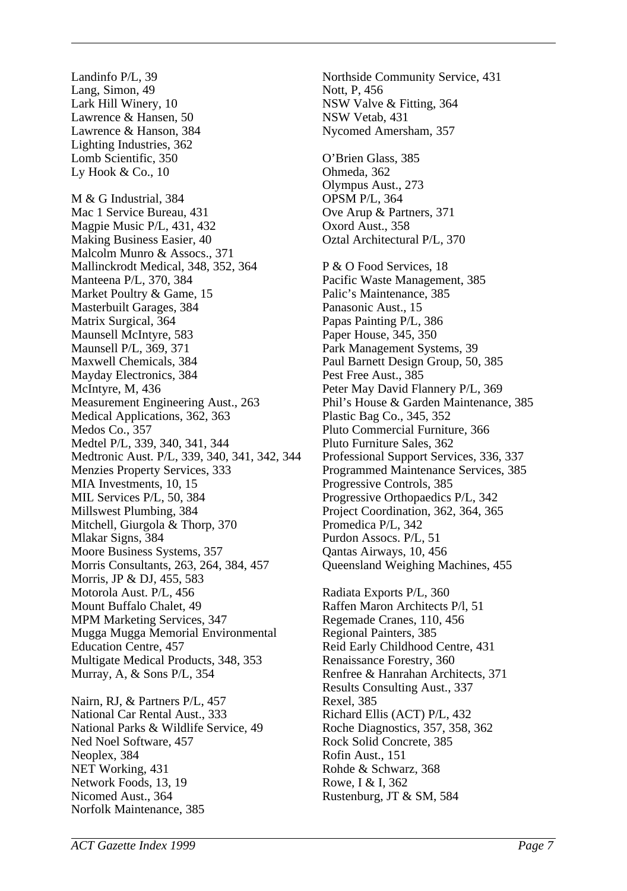Landinfo P/L, 39
Lang, Simon, 49
Lark Hill Winery, 10
Lawrence & Hansen, 50
Lawrence & Hanson, 384
Lighting Industries, 362
Lomb Scientific, 350
Ly Hook & Co., 10

M & G Industrial, 384
Mac 1 Service Bureau, 431
Magpie Music P/L, 431, 432
Making Business Easier, 40
Malcolm Munro & Assocs., 371
Mallinckrodt Medical, 348, 352, 364
Manteena P/L, 370, 384
Market Poultry & Game, 15
Masterbuilt Garages, 384
Matrix Surgical, 364
Maunsell McIntyre, 583
Maunsell P/L, 369, 371
Maxwell Chemicals, 384
Mayday Electronics, 384
McIntyre, M, 436
Measurement Engineering Aust., 263
Medical Applications, 362, 363
Medos Co., 357
Medtel P/L, 339, 340, 341, 344
Medtronic Aust. P/L, 339, 340, 341, 342, 344
Menzies Property Services, 333
MIA Investments, 10, 15
MIL Services P/L, 50, 384
Millswest Plumbing, 384
Mitchell, Giurgola & Thorp, 370
Mlakar Signs, 384
Moore Business Systems, 357
Morris Consultants, 263, 264, 384, 457
Morris, JP & DJ, 455, 583
Motorola Aust. P/L, 456
Mount Buffalo Chalet, 49
MPM Marketing Services, 347
Mugga Mugga Memorial Environmental Education Centre, 457
Multigate Medical Products, 348, 353
Murray, A, & Sons P/L, 354

Nairn, RJ, & Partners P/L, 457
National Car Rental Aust., 333
National Parks & Wildlife Service, 49
Ned Noel Software, 457
Neoplex, 384
NET Working, 431
Network Foods, 13, 19
Nicomed Aust., 364
Norfolk Maintenance, 385
Northside Community Service, 431
Nott, P, 456
NSW Valve & Fitting, 364
NSW Vetab, 431
Nycomed Amersham, 357

O'Brien Glass, 385
Ohmeda, 362
Olympus Aust., 273
OPSM P/L, 364
Ove Arup & Partners, 371
Oxord Aust., 358
Oztal Architectural P/L, 370

P & O Food Services, 18
Pacific Waste Management, 385
Palic's Maintenance, 385
Panasonic Aust., 15
Papas Painting P/L, 386
Paper House, 345, 350
Park Management Systems, 39
Paul Barnett Design Group, 50, 385
Pest Free Aust., 385
Peter May David Flannery P/L, 369
Phil's House & Garden Maintenance, 385
Plastic Bag Co., 345, 352
Pluto Commercial Furniture, 366
Pluto Furniture Sales, 362
Professional Support Services, 336, 337
Programmed Maintenance Services, 385
Progressive Controls, 385
Progressive Orthopaedics P/L, 342
Project Coordination, 362, 364, 365
Promedica P/L, 342
Purdon Assocs. P/L, 51
Qantas Airways, 10, 456
Queensland Weighing Machines, 455

Radiata Exports P/L, 360
Raffen Maron Architects P/l, 51
Regemade Cranes, 110, 456
Regional Painters, 385
Reid Early Childhood Centre, 431
Renaissance Forestry, 360
Renfree & Hanrahan Architects, 371
Results Consulting Aust., 337
Rexel, 385
Richard Ellis (ACT) P/L, 432
Roche Diagnostics, 357, 358, 362
Rock Solid Concrete, 385
Rofin Aust., 151
Rohde & Schwarz, 368
Rowe, I & I, 362
Rustenburg, JT & SM, 584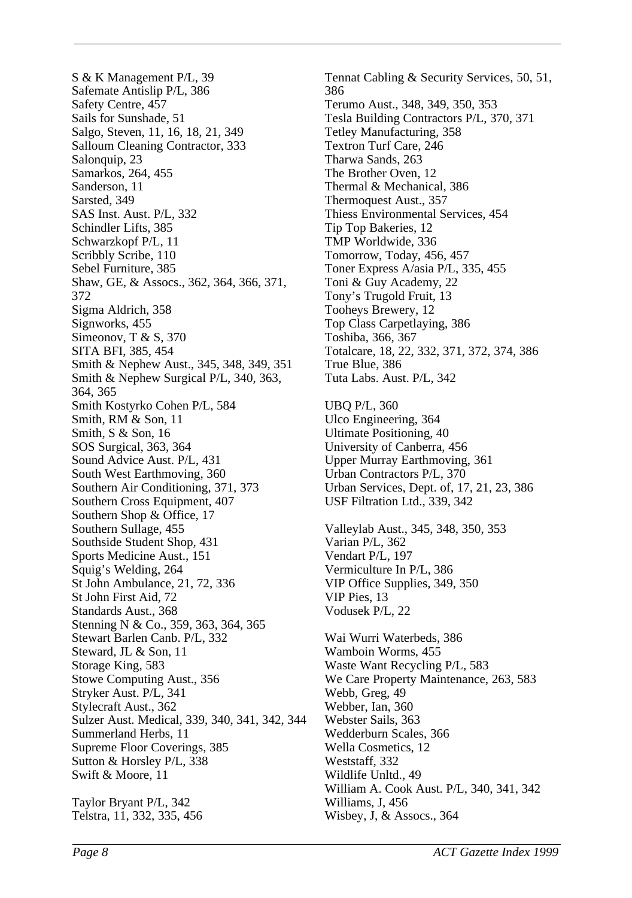S & K Management P/L, 39
Safemate Antislip P/L, 386
Safety Centre, 457
Sails for Sunshade, 51
Salgo, Steven, 11, 16, 18, 21, 349
Salloum Cleaning Contractor, 333
Salonquip, 23
Samarkos, 264, 455
Sanderson, 11
Sarsted, 349
SAS Inst. Aust. P/L, 332
Schindler Lifts, 385
Schwarzkopf P/L, 11
Scribbly Scribe, 110
Sebel Furniture, 385
Shaw, GE, & Assocs., 362, 364, 366, 371, 372
Sigma Aldrich, 358
Signworks, 455
Simeonov, T & S, 370
SITA BFI, 385, 454
Smith & Nephew Aust., 345, 348, 349, 351
Smith & Nephew Surgical P/L, 340, 363, 364, 365
Smith Kostyrko Cohen P/L, 584
Smith, RM & Son, 11
Smith, S & Son, 16
SOS Surgical, 363, 364
Sound Advice Aust. P/L, 431
South West Earthmoving, 360
Southern Air Conditioning, 371, 373
Southern Cross Equipment, 407
Southern Shop & Office, 17
Southern Sullage, 455
Southside Student Shop, 431
Sports Medicine Aust., 151
Squig's Welding, 264
St John Ambulance, 21, 72, 336
St John First Aid, 72
Standards Aust., 368
Stenning N & Co., 359, 363, 364, 365
Stewart Barlen Canb. P/L, 332
Steward, JL & Son, 11
Storage King, 583
Stowe Computing Aust., 356
Stryker Aust. P/L, 341
Stylecraft Aust., 362
Sulzer Aust. Medical, 339, 340, 341, 342, 344
Summerland Herbs, 11
Supreme Floor Coverings, 385
Sutton & Horsley P/L, 338
Swift & Moore, 11

Taylor Bryant P/L, 342
Telstra, 11, 332, 335, 456
Tennat Cabling & Security Services, 50, 51, 386
Terumo Aust., 348, 349, 350, 353
Tesla Building Contractors P/L, 370, 371
Tetley Manufacturing, 358
Textron Turf Care, 246
Tharwa Sands, 263
The Brother Oven, 12
Thermal & Mechanical, 386
Thermoquest Aust., 357
Thiess Environmental Services, 454
Tip Top Bakeries, 12
TMP Worldwide, 336
Tomorrow, Today, 456, 457
Toner Express A/asia P/L, 335, 455
Toni & Guy Academy, 22
Tony's Trugold Fruit, 13
Tooheys Brewery, 12
Top Class Carpetlaying, 386
Toshiba, 366, 367
Totalcare, 18, 22, 332, 371, 372, 374, 386
True Blue, 386
Tuta Labs. Aust. P/L, 342

UBQ P/L, 360
Ulco Engineering, 364
Ultimate Positioning, 40
University of Canberra, 456
Upper Murray Earthmoving, 361
Urban Contractors P/L, 370
Urban Services, Dept. of, 17, 21, 23, 386
USF Filtration Ltd., 339, 342

Valleylab Aust., 345, 348, 350, 353
Varian P/L, 362
Vendart P/L, 197
Vermiculture In P/L, 386
VIP Office Supplies, 349, 350
VIP Pies, 13
Vodusek P/L, 22

Wai Wurri Waterbeds, 386
Wamboin Worms, 455
Waste Want Recycling P/L, 583
We Care Property Maintenance, 263, 583
Webb, Greg, 49
Webber, Ian, 360
Webster Sails, 363
Wedderburn Scales, 366
Wella Cosmetics, 12
Weststaff, 332
Wildlife Unltd., 49
William A. Cook Aust. P/L, 340, 341, 342
Williams, J, 456
Wisbey, J, & Assocs., 364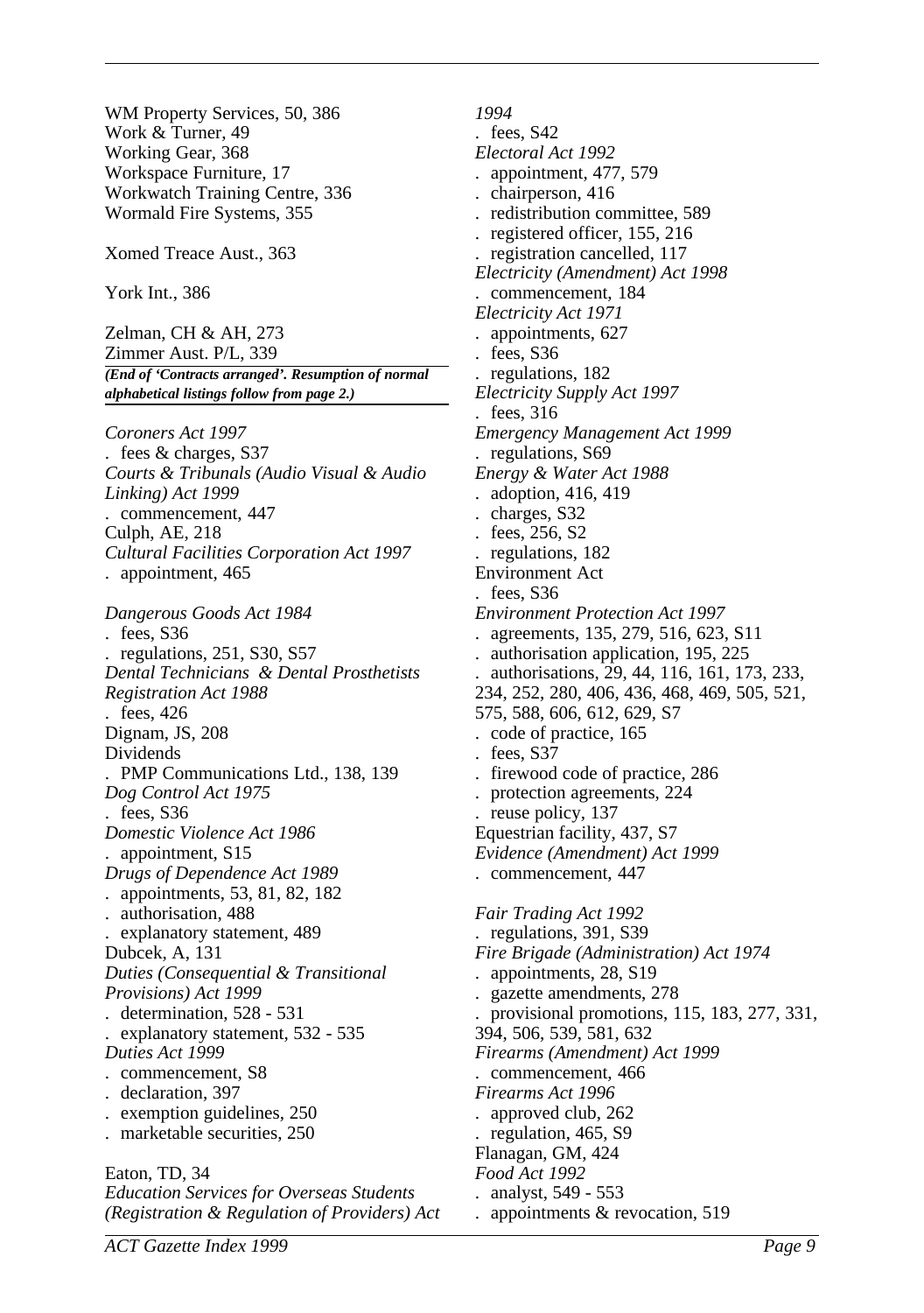WM Property Services, 50, 386
Work & Turner, 49
Working Gear, 368
Workspace Furniture, 17
Workwatch Training Centre, 336
Wormald Fire Systems, 355

Xomed Treace Aust., 363

York Int., 386

Zelman, CH & AH, 273
Zimmer Aust. P/L, 339

***(End of 'Contracts arranged'. Resumption of normal alphabetical listings follow from page 2.)***

*Coroners Act 1997*
. fees & charges, S37
*Courts & Tribunals (Audio Visual & Audio Linking) Act 1999*
. commencement, 447
Culph, AE, 218
*Cultural Facilities Corporation Act 1997*
. appointment, 465

*Dangerous Goods Act 1984*
. fees, S36
. regulations, 251, S30, S57
*Dental Technicians & Dental Prosthetists Registration Act 1988*
. fees, 426
Dignam, JS, 208
Dividends
. PMP Communications Ltd., 138, 139
*Dog Control Act 1975*
. fees, S36
*Domestic Violence Act 1986*
. appointment, S15
*Drugs of Dependence Act 1989*
. appointments, 53, 81, 82, 182
. authorisation, 488
. explanatory statement, 489
Dubcek, A, 131
*Duties (Consequential & Transitional Provisions) Act 1999*
. determination, 528 - 531
. explanatory statement, 532 - 535
*Duties Act 1999*
. commencement, S8
. declaration, 397
. exemption guidelines, 250
. marketable securities, 250

Eaton, TD, 34
*Education Services for Overseas Students (Registration & Regulation of Providers) Act 1994*
. fees, S42
*Electoral Act 1992*
. appointment, 477, 579
. chairperson, 416
. redistribution committee, 589
. registered officer, 155, 216
. registration cancelled, 117
*Electricity (Amendment) Act 1998*
. commencement, 184
*Electricity Act 1971*
. appointments, 627
. fees, S36
. regulations, 182
*Electricity Supply Act 1997*
. fees, 316
*Emergency Management Act 1999*
. regulations, S69
*Energy & Water Act 1988*
. adoption, 416, 419
. charges, S32
. fees, 256, S2
. regulations, 182
Environment Act
. fees, S36
*Environment Protection Act 1997*
. agreements, 135, 279, 516, 623, S11
. authorisation application, 195, 225
. authorisations, 29, 44, 116, 161, 173, 233, 234, 252, 280, 406, 436, 468, 469, 505, 521, 575, 588, 606, 612, 629, S7
. code of practice, 165
. fees, S37
. firewood code of practice, 286
. protection agreements, 224
. reuse policy, 137
Equestrian facility, 437, S7
*Evidence (Amendment) Act 1999*
. commencement, 447

*Fair Trading Act 1992*
. regulations, 391, S39
*Fire Brigade (Administration) Act 1974*
. appointments, 28, S19
. gazette amendments, 278
. provisional promotions, 115, 183, 277, 331, 394, 506, 539, 581, 632
*Firearms (Amendment) Act 1999*
. commencement, 466
*Firearms Act 1996*
. approved club, 262
. regulation, 465, S9
Flanagan, GM, 424
*Food Act 1992*
. analyst, 549 - 553
. appointments & revocation, 519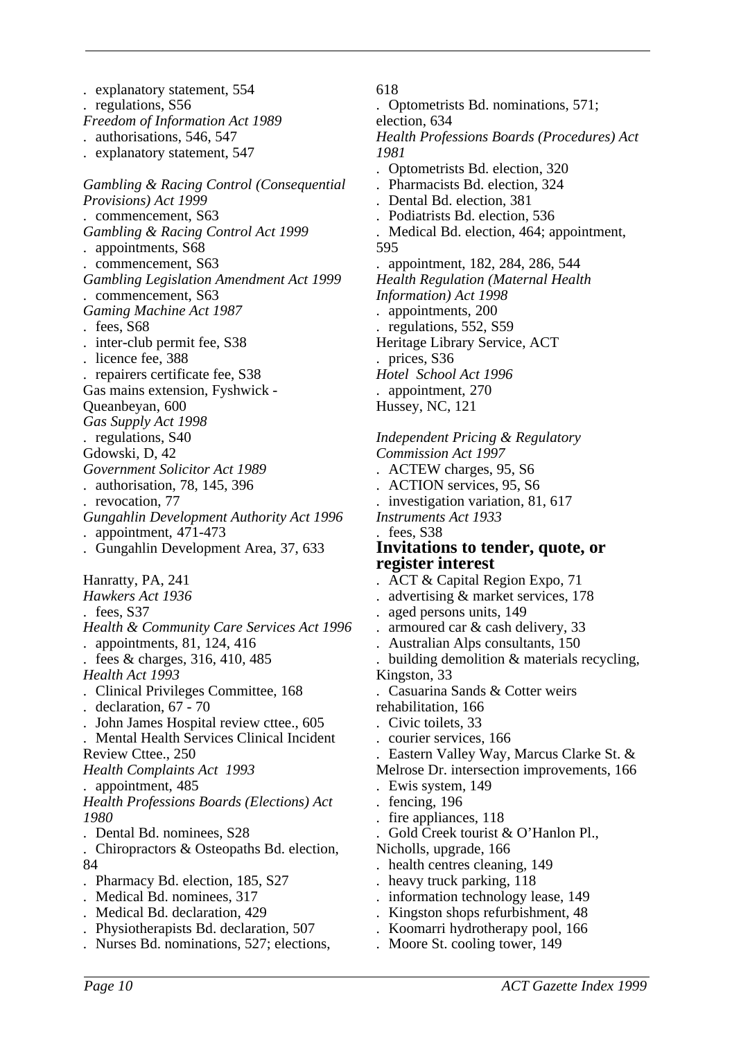. explanatory statement, 554
. regulations, S56

*Freedom of Information Act 1989*
. authorisations, 546, 547
. explanatory statement, 547

*Gambling & Racing Control (Consequential Provisions) Act 1999*
. commencement, S63

*Gambling & Racing Control Act 1999*
. appointments, S68
. commencement, S63

*Gambling Legislation Amendment Act 1999*
. commencement, S63

*Gaming Machine Act 1987*
. fees, S68
. inter-club permit fee, S38
. licence fee, 388
. repairers certificate fee, S38

Gas mains extension, Fyshwick - Queanbeyan, 600

*Gas Supply Act 1998*
. regulations, S40

Gdowski, D, 42

*Government Solicitor Act 1989*
. authorisation, 78, 145, 396
. revocation, 77

*Gungahlin Development Authority Act 1996*
. appointment, 471-473
. Gungahlin Development Area, 37, 633

Hanratty, PA, 241

*Hawkers Act 1936*
. fees, S37

*Health & Community Care Services Act 1996*
. appointments, 81, 124, 416
. fees & charges, 316, 410, 485

*Health Act 1993*
. Clinical Privileges Committee, 168
. declaration, 67 - 70
. John James Hospital review cttee., 605
. Mental Health Services Clinical Incident Review Cttee., 250

*Health Complaints Act 1993*
. appointment, 485

*Health Professions Boards (Elections) Act 1980*
. Dental Bd. nominees, S28
. Chiropractors & Osteopaths Bd. election, 84
. Pharmacy Bd. election, 185, S27
. Medical Bd. nominees, 317
. Medical Bd. declaration, 429
. Physiotherapists Bd. declaration, 507
. Nurses Bd. nominations, 527; elections, 618
. Optometrists Bd. nominations, 571; election, 634

*Health Professions Boards (Procedures) Act 1981*
. Optometrists Bd. election, 320
. Pharmacists Bd. election, 324
. Dental Bd. election, 381
. Podiatrists Bd. election, 536
. Medical Bd. election, 464; appointment, 595
. appointment, 182, 284, 286, 544

*Health Regulation (Maternal Health Information) Act 1998*
. appointments, 200
. regulations, 552, S59

Heritage Library Service, ACT
. prices, S36

*Hotel School Act 1996*
. appointment, 270

Hussey, NC, 121

*Independent Pricing & Regulatory Commission Act 1997*
. ACTEW charges, 95, S6
. ACTION services, 95, S6
. investigation variation, 81, 617

*Instruments Act 1933*
. fees, S38

## Invitations to tender, quote, or register interest

. ACT & Capital Region Expo, 71
. advertising & market services, 178
. aged persons units, 149
. armoured car & cash delivery, 33
. Australian Alps consultants, 150
. building demolition & materials recycling, Kingston, 33
. Casuarina Sands & Cotter weirs rehabilitation, 166
. Civic toilets, 33
. courier services, 166
. Eastern Valley Way, Marcus Clarke St. & Melrose Dr. intersection improvements, 166
. Ewis system, 149
. fencing, 196
. fire appliances, 118
. Gold Creek tourist & O'Hanlon Pl., Nicholls, upgrade, 166
. health centres cleaning, 149
. heavy truck parking, 118
. information technology lease, 149
. Kingston shops refurbishment, 48
. Koomarri hydrotherapy pool, 166
. Moore St. cooling tower, 149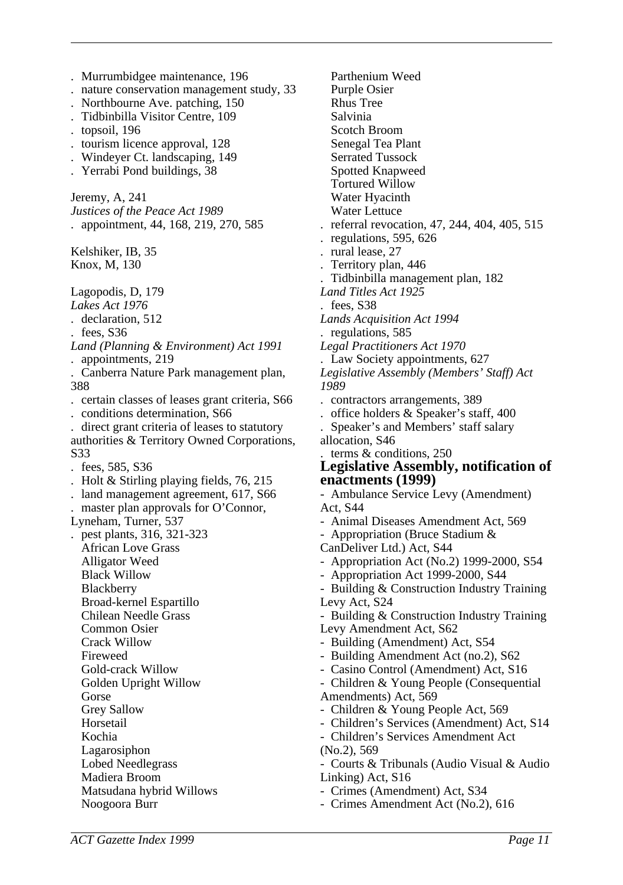. Murrumbidgee maintenance, 196
. nature conservation management study, 33
. Northbourne Ave. patching, 150
. Tidbinbilla Visitor Centre, 109
. topsoil, 196
. tourism licence approval, 128
. Windeyer Ct. landscaping, 149
. Yerrabi Pond buildings, 38

Jeremy, A, 241
*Justices of the Peace Act 1989*
. appointment, 44, 168, 219, 270, 585

Kelshiker, IB, 35
Knox, M, 130

Lagopodis, D, 179
*Lakes Act 1976*
. declaration, 512
. fees, S36
*Land (Planning & Environment) Act 1991*
. appointments, 219
. Canberra Nature Park management plan, 388
. certain classes of leases grant criteria, S66
. conditions determination, S66
. direct grant criteria of leases to statutory authorities & Territory Owned Corporations, S33
. fees, 585, S36
. Holt & Stirling playing fields, 76, 215
. land management agreement, 617, S66
. master plan approvals for O'Connor, Lyneham, Turner, 537
. pest plants, 316, 321-323
African Love Grass
Alligator Weed
Black Willow
Blackberry
Broad-kernel Espartillo
Chilean Needle Grass
Common Osier
Crack Willow
Fireweed
Gold-crack Willow
Golden Upright Willow
Gorse
Grey Sallow
Horsetail
Kochia
Lagarosiphon
Lobed Needlegrass
Madiera Broom
Matsudana hybrid Willows
Noogoora Burr
Parthenium Weed
Purple Osier
Rhus Tree
Salvinia
Scotch Broom
Senegal Tea Plant
Serrated Tussock
Spotted Knapweed
Tortured Willow
Water Hyacinth
Water Lettuce
. referral revocation, 47, 244, 404, 405, 515
. regulations, 595, 626
. rural lease, 27
. Territory plan, 446
. Tidbinbilla management plan, 182
*Land Titles Act 1925*
. fees, S38
*Lands Acquisition Act 1994*
. regulations, 585
*Legal Practitioners Act 1970*
. Law Society appointments, 627
*Legislative Assembly (Members' Staff) Act 1989*
. contractors arrangements, 389
. office holders & Speaker's staff, 400
. Speaker's and Members' staff salary allocation, S46
. terms & conditions, 250

## Legislative Assembly, notification of enactments (1999)

- Ambulance Service Levy (Amendment) Act, S44
- Animal Diseases Amendment Act, 569
- Appropriation (Bruce Stadium & CanDeliver Ltd.) Act, S44
- Appropriation Act (No.2) 1999-2000, S54
- Appropriation Act 1999-2000, S44
- Building & Construction Industry Training Levy Act, S24
- Building & Construction Industry Training Levy Amendment Act, S62
- Building (Amendment) Act, S54
- Building Amendment Act (no.2), S62
- Casino Control (Amendment) Act, S16
- Children & Young People (Consequential Amendments) Act, 569
- Children & Young People Act, 569
- Children's Services (Amendment) Act, S14
- Children's Services Amendment Act (No.2), 569
- Courts & Tribunals (Audio Visual & Audio Linking) Act, S16
- Crimes (Amendment) Act, S34
- Crimes Amendment Act (No.2), 616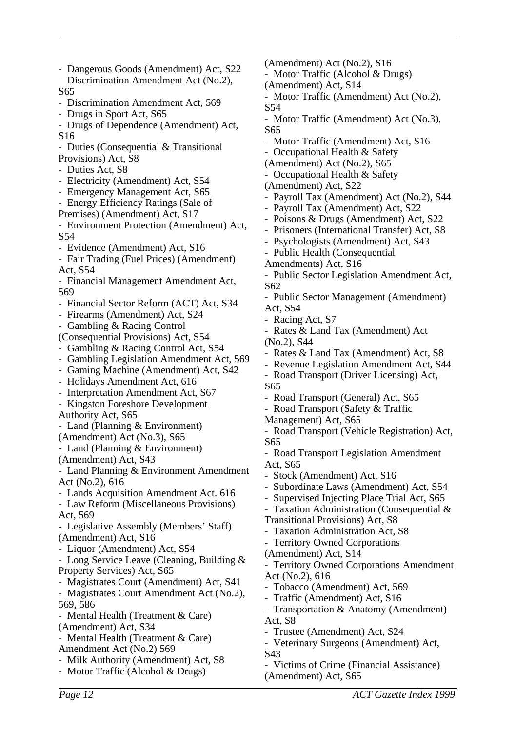- Dangerous Goods (Amendment) Act, S22
- Discrimination Amendment Act (No.2), S65
- Discrimination Amendment Act, 569
- Drugs in Sport Act, S65
- Drugs of Dependence (Amendment) Act, S16
- Duties (Consequential & Transitional Provisions) Act, S8
- Duties Act, S8
- Electricity (Amendment) Act, S54
- Emergency Management Act, S65
- Energy Efficiency Ratings (Sale of Premises) (Amendment) Act, S17
- Environment Protection (Amendment) Act, S54
- Evidence (Amendment) Act, S16
- Fair Trading (Fuel Prices) (Amendment) Act, S54
- Financial Management Amendment Act, 569
- Financial Sector Reform (ACT) Act, S34
- Firearms (Amendment) Act, S24
- Gambling & Racing Control (Consequential Provisions) Act, S54
- Gambling & Racing Control Act, S54
- Gambling Legislation Amendment Act, 569
- Gaming Machine (Amendment) Act, S42
- Holidays Amendment Act, 616
- Interpretation Amendment Act, S67
- Kingston Foreshore Development Authority Act, S65
- Land (Planning & Environment) (Amendment) Act (No.3), S65
- Land (Planning & Environment) (Amendment) Act, S43
- Land Planning & Environment Amendment Act (No.2), 616
- Lands Acquisition Amendment Act. 616
- Law Reform (Miscellaneous Provisions) Act, 569
- Legislative Assembly (Members' Staff) (Amendment) Act, S16
- Liquor (Amendment) Act, S54
- Long Service Leave (Cleaning, Building & Property Services) Act, S65
- Magistrates Court (Amendment) Act, S41
- Magistrates Court Amendment Act (No.2), 569, 586
- Mental Health (Treatment & Care) (Amendment) Act, S34
- Mental Health (Treatment & Care) Amendment Act (No.2) 569
- Milk Authority (Amendment) Act, S8
- Motor Traffic (Alcohol & Drugs) (Amendment) Act (No.2), S16
- Motor Traffic (Alcohol & Drugs) (Amendment) Act, S14
- Motor Traffic (Amendment) Act (No.2), S54
- Motor Traffic (Amendment) Act (No.3), S65
- Motor Traffic (Amendment) Act, S16
- Occupational Health & Safety (Amendment) Act (No.2), S65
- Occupational Health & Safety (Amendment) Act, S22
- Payroll Tax (Amendment) Act (No.2), S44
- Payroll Tax (Amendment) Act, S22
- Poisons & Drugs (Amendment) Act, S22
- Prisoners (International Transfer) Act, S8
- Psychologists (Amendment) Act, S43
- Public Health (Consequential Amendments) Act, S16
- Public Sector Legislation Amendment Act, S62
- Public Sector Management (Amendment) Act, S54
- Racing Act, S7
- Rates & Land Tax (Amendment) Act (No.2), S44
- Rates & Land Tax (Amendment) Act, S8
- Revenue Legislation Amendment Act, S44
- Road Transport (Driver Licensing) Act, S65
- Road Transport (General) Act, S65
- Road Transport (Safety & Traffic Management) Act, S65
- Road Transport (Vehicle Registration) Act, S65
- Road Transport Legislation Amendment Act, S65
- Stock (Amendment) Act, S16
- Subordinate Laws (Amendment) Act, S54
- Supervised Injecting Place Trial Act, S65
- Taxation Administration (Consequential & Transitional Provisions) Act, S8
- Taxation Administration Act, S8
- Territory Owned Corporations (Amendment) Act, S14
- Territory Owned Corporations Amendment Act (No.2), 616
- Tobacco (Amendment) Act, 569
- Traffic (Amendment) Act, S16
- Transportation & Anatomy (Amendment) Act, S8
- Trustee (Amendment) Act, S24
- Veterinary Surgeons (Amendment) Act, S43
- Victims of Crime (Financial Assistance) (Amendment) Act, S65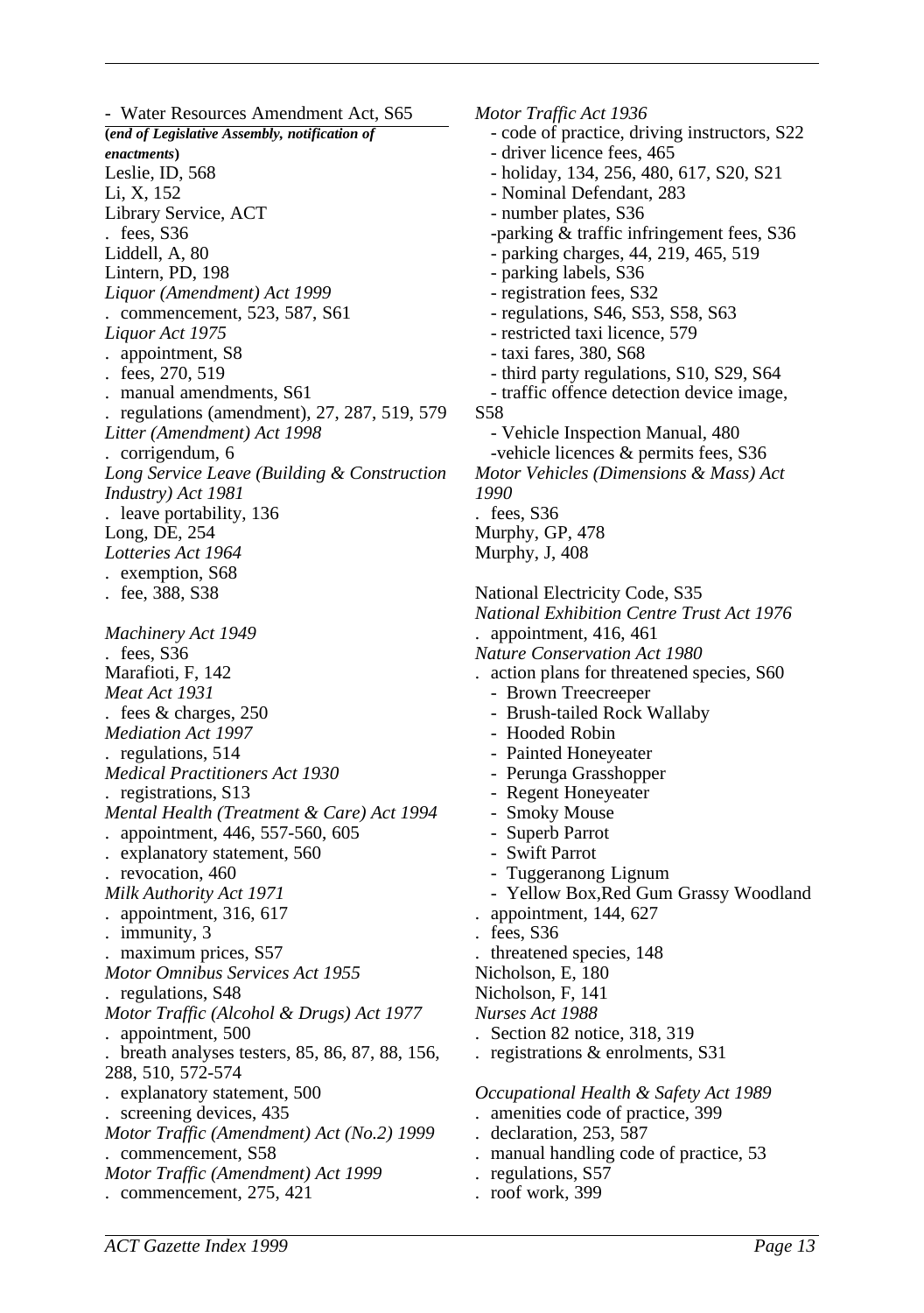- Water Resources Amendment Act, S65

**(*end of Legislative Assembly, notification of enactments*)**

Leslie, ID, 568
Li, X, 152
Library Service, ACT
. fees, S36
Liddell, A, 80
Lintern, PD, 198
*Liquor (Amendment) Act 1999*
. commencement, 523, 587, S61
*Liquor Act 1975*
. appointment, S8
. fees, 270, 519
. manual amendments, S61
. regulations (amendment), 27, 287, 519, 579
*Litter (Amendment) Act 1998*
. corrigendum, 6
*Long Service Leave (Building & Construction Industry) Act 1981*
. leave portability, 136
Long, DE, 254
*Lotteries Act 1964*
. exemption, S68
. fee, 388, S38

*Machinery Act 1949*
. fees, S36
Marafioti, F, 142
*Meat Act 1931*
. fees & charges, 250
*Mediation Act 1997*
. regulations, 514
*Medical Practitioners Act 1930*
. registrations, S13
*Mental Health (Treatment & Care) Act 1994*
. appointment, 446, 557-560, 605
. explanatory statement, 560
. revocation, 460
*Milk Authority Act 1971*
. appointment, 316, 617
. immunity, 3
. maximum prices, S57
*Motor Omnibus Services Act 1955*
. regulations, S48
*Motor Traffic (Alcohol & Drugs) Act 1977*
. appointment, 500
. breath analyses testers, 85, 86, 87, 88, 156, 288, 510, 572-574
. explanatory statement, 500
. screening devices, 435
*Motor Traffic (Amendment) Act (No.2) 1999*
. commencement, S58
*Motor Traffic (Amendment) Act 1999*
. commencement, 275, 421

*Motor Traffic Act 1936*
- code of practice, driving instructors, S22
- driver licence fees, 465
- holiday, 134, 256, 480, 617, S20, S21
- Nominal Defendant, 283
- number plates, S36
-parking & traffic infringement fees, S36
- parking charges, 44, 219, 465, 519
- parking labels, S36
- registration fees, S32
- regulations, S46, S53, S58, S63
- restricted taxi licence, 579
- taxi fares, 380, S68
- third party regulations, S10, S29, S64
- traffic offence detection device image, S58
- Vehicle Inspection Manual, 480
-vehicle licences & permits fees, S36

*Motor Vehicles (Dimensions & Mass) Act 1990*
. fees, S36
Murphy, GP, 478
Murphy, J, 408

National Electricity Code, S35
*National Exhibition Centre Trust Act 1976*
. appointment, 416, 461
*Nature Conservation Act 1980*
. action plans for threatened species, S60
- Brown Treecreeper
- Brush-tailed Rock Wallaby
- Hooded Robin
- Painted Honeyeater
- Perunga Grasshopper
- Regent Honeyeater
- Smoky Mouse
- Superb Parrot
- Swift Parrot
- Tuggeranong Lignum
- Yellow Box,Red Gum Grassy Woodland

. appointment, 144, 627
. fees, S36
. threatened species, 148
Nicholson, E, 180
Nicholson, F, 141
*Nurses Act 1988*
. Section 82 notice, 318, 319
. registrations & enrolments, S31

*Occupational Health & Safety Act 1989*
. amenities code of practice, 399
. declaration, 253, 587
. manual handling code of practice, 53
. regulations, S57
. roof work, 399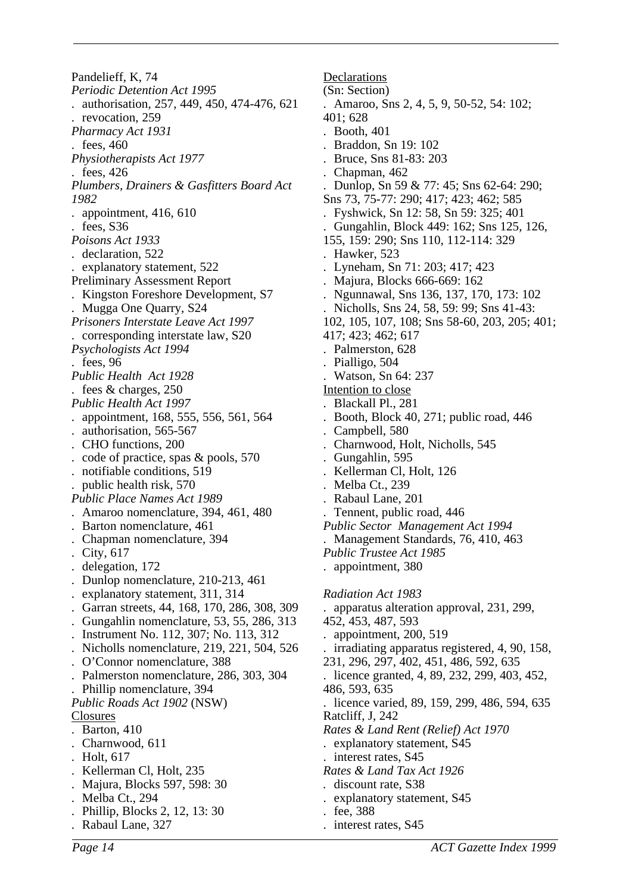Pandelieff, K, 74

*Periodic Detention Act 1995*

. authorisation, 257, 449, 450, 474-476, 621

. revocation, 259

*Pharmacy Act 1931*

. fees, 460

*Physiotherapists Act 1977*

. fees, 426

*Plumbers, Drainers & Gasfitters Board Act 1982*

. appointment, 416, 610

. fees, S36

*Poisons Act 1933*

. declaration, 522

. explanatory statement, 522

Preliminary Assessment Report

. Kingston Foreshore Development, S7

. Mugga One Quarry, S24

*Prisoners Interstate Leave Act 1997*

. corresponding interstate law, S20

*Psychologists Act 1994*

. fees, 96

*Public Health Act 1928*

. fees & charges, 250

*Public Health Act 1997*

. appointment, 168, 555, 556, 561, 564

. authorisation, 565-567

. CHO functions, 200

. code of practice, spas & pools, 570

. notifiable conditions, 519

. public health risk, 570

*Public Place Names Act 1989*

. Amaroo nomenclature, 394, 461, 480

. Barton nomenclature, 461

. Chapman nomenclature, 394

. City, 617

. delegation, 172

. Dunlop nomenclature, 210-213, 461

. explanatory statement, 311, 314

. Garran streets, 44, 168, 170, 286, 308, 309

. Gungahlin nomenclature, 53, 55, 286, 313

. Instrument No. 112, 307; No. 113, 312

. Nicholls nomenclature, 219, 221, 504, 526

. O'Connor nomenclature, 388

. Palmerston nomenclature, 286, 303, 304

. Phillip nomenclature, 394

*Public Roads Act 1902* (NSW)

<u>Closures</u>

. Barton, 410

. Charnwood, 611

. Holt, 617

. Kellerman Cl, Holt, 235

. Majura, Blocks 597, 598: 30

. Melba Ct., 294

. Phillip, Blocks 2, 12, 13: 30

. Rabaul Lane, 327

<u>Declarations</u>

(Sn: Section)

. Amaroo, Sns 2, 4, 5, 9, 50-52, 54: 102; 401; 628

. Booth, 401

. Braddon, Sn 19: 102

. Bruce, Sns 81-83: 203

. Chapman, 462

. Dunlop, Sn 59 & 77: 45; Sns 62-64: 290; Sns 73, 75-77: 290; 417; 423; 462; 585

. Fyshwick, Sn 12: 58, Sn 59: 325; 401

. Gungahlin, Block 449: 162; Sns 125, 126, 155, 159: 290; Sns 110, 112-114: 329

. Hawker, 523

. Lyneham, Sn 71: 203; 417; 423

. Majura, Blocks 666-669: 162

. Ngunnawal, Sns 136, 137, 170, 173: 102

. Nicholls, Sns 24, 58, 59: 99; Sns 41-43: 102, 105, 107, 108; Sns 58-60, 203, 205; 401; 417; 423; 462; 617

. Palmerston, 628

. Pialligo, 504

. Watson, Sn 64: 237

<u>Intention to close</u>

. Blackall Pl., 281

. Booth, Block 40, 271; public road, 446

. Campbell, 580

. Charnwood, Holt, Nicholls, 545

. Gungahlin, 595

. Kellerman Cl, Holt, 126

. Melba Ct., 239

. Rabaul Lane, 201

. Tennent, public road, 446

*Public Sector Management Act 1994*

. Management Standards, 76, 410, 463

*Public Trustee Act 1985*

. appointment, 380

*Radiation Act 1983*

. apparatus alteration approval, 231, 299, 452, 453, 487, 593

. appointment, 200, 519

. irradiating apparatus registered, 4, 90, 158, 231, 296, 297, 402, 451, 486, 592, 635

. licence granted, 4, 89, 232, 299, 403, 452, 486, 593, 635

. licence varied, 89, 159, 299, 486, 594, 635

Ratcliff, J, 242

*Rates & Land Rent (Relief) Act 1970*

. explanatory statement, S45

. interest rates, S45

*Rates & Land Tax Act 1926*

. discount rate, S38

. explanatory statement, S45

. fee, 388

. interest rates, S45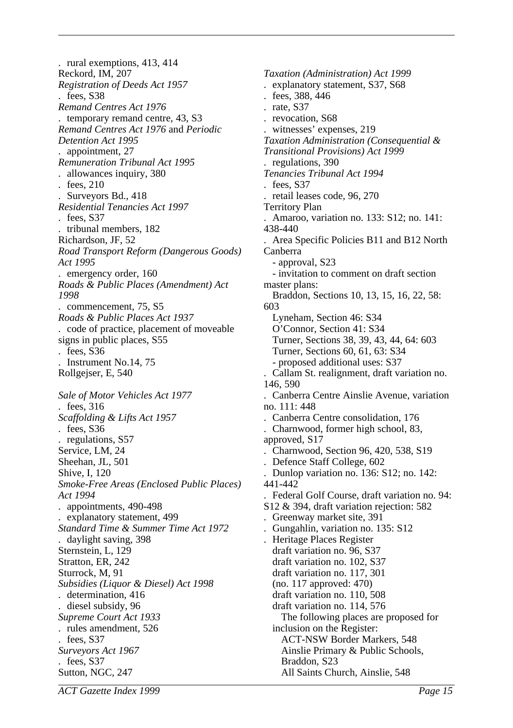. rural exemptions, 413, 414
Reckord, IM, 207
*Registration of Deeds Act 1957*
. fees, S38
*Remand Centres Act 1976*
. temporary remand centre, 43, S3
*Remand Centres Act 1976* and *Periodic Detention Act 1995*
. appointment, 27
*Remuneration Tribunal Act 1995*
. allowances inquiry, 380
. fees, 210
. Surveyors Bd., 418
*Residential Tenancies Act 1997*
. fees, S37
. tribunal members, 182
Richardson, JF, 52
*Road Transport Reform (Dangerous Goods) Act 1995*
. emergency order, 160
*Roads & Public Places (Amendment) Act 1998*
. commencement, 75, S5
*Roads & Public Places Act 1937*
. code of practice, placement of moveable signs in public places, S55
. fees, S36
. Instrument No.14, 75
Rollgejser, E, 540

*Sale of Motor Vehicles Act 1977*
. fees, 316
*Scaffolding & Lifts Act 1957*
. fees, S36
. regulations, S57
Service, LM, 24
Sheehan, JL, 501
Shive, I, 120
*Smoke-Free Areas (Enclosed Public Places) Act 1994*
. appointments, 490-498
. explanatory statement, 499
*Standard Time & Summer Time Act 1972*
. daylight saving, 398
Sternstein, L, 129
Stratton, ER, 242
Sturrock, M, 91
*Subsidies (Liquor & Diesel) Act 1998*
. determination, 416
. diesel subsidy, 96
*Supreme Court Act 1933*
. rules amendment, 526
. fees, S37
*Surveyors Act 1967*
. fees, S37
Sutton, NGC, 247

*Taxation (Administration) Act 1999*
. explanatory statement, S37, S68
. fees, 388, 446
. rate, S37
. revocation, S68
. witnesses' expenses, 219
*Taxation Administration (Consequential & Transitional Provisions) Act 1999*
. regulations, 390
*Tenancies Tribunal Act 1994*
. fees, S37
. retail leases code, 96, 270
Territory Plan
. Amaroo, variation no. 133: S12; no. 141: 438-440
. Area Specific Policies B11 and B12 North Canberra
  - approval, S23
  - invitation to comment on draft section master plans:
  Braddon, Sections 10, 13, 15, 16, 22, 58: 603
  Lyneham, Section 46: S34
  O'Connor, Section 41: S34
  Turner, Sections 38, 39, 43, 44, 64: 603
  Turner, Sections 60, 61, 63: S34
  - proposed additional uses: S37
. Callam St. realignment, draft variation no. 146, 590
. Canberra Centre Ainslie Avenue, variation no. 111: 448
. Canberra Centre consolidation, 176
. Charnwood, former high school, 83, approved, S17
. Charnwood, Section 96, 420, 538, S19
. Defence Staff College, 602
. Dunlop variation no. 136: S12; no. 142: 441-442
. Federal Golf Course, draft variation no. 94: S12 & 394, draft variation rejection: 582
. Greenway market site, 391
. Gungahlin, variation no. 135: S12
. Heritage Places Register
  draft variation no. 96, S37
  draft variation no. 102, S37
  draft variation no. 117, 301
  (no. 117 approved: 470)
  draft variation no. 110, 508
  draft variation no. 114, 576
    The following places are proposed for inclusion on the Register:
    ACT-NSW Border Markers, 548
    Ainslie Primary & Public Schools, Braddon, S23
    All Saints Church, Ainslie, 548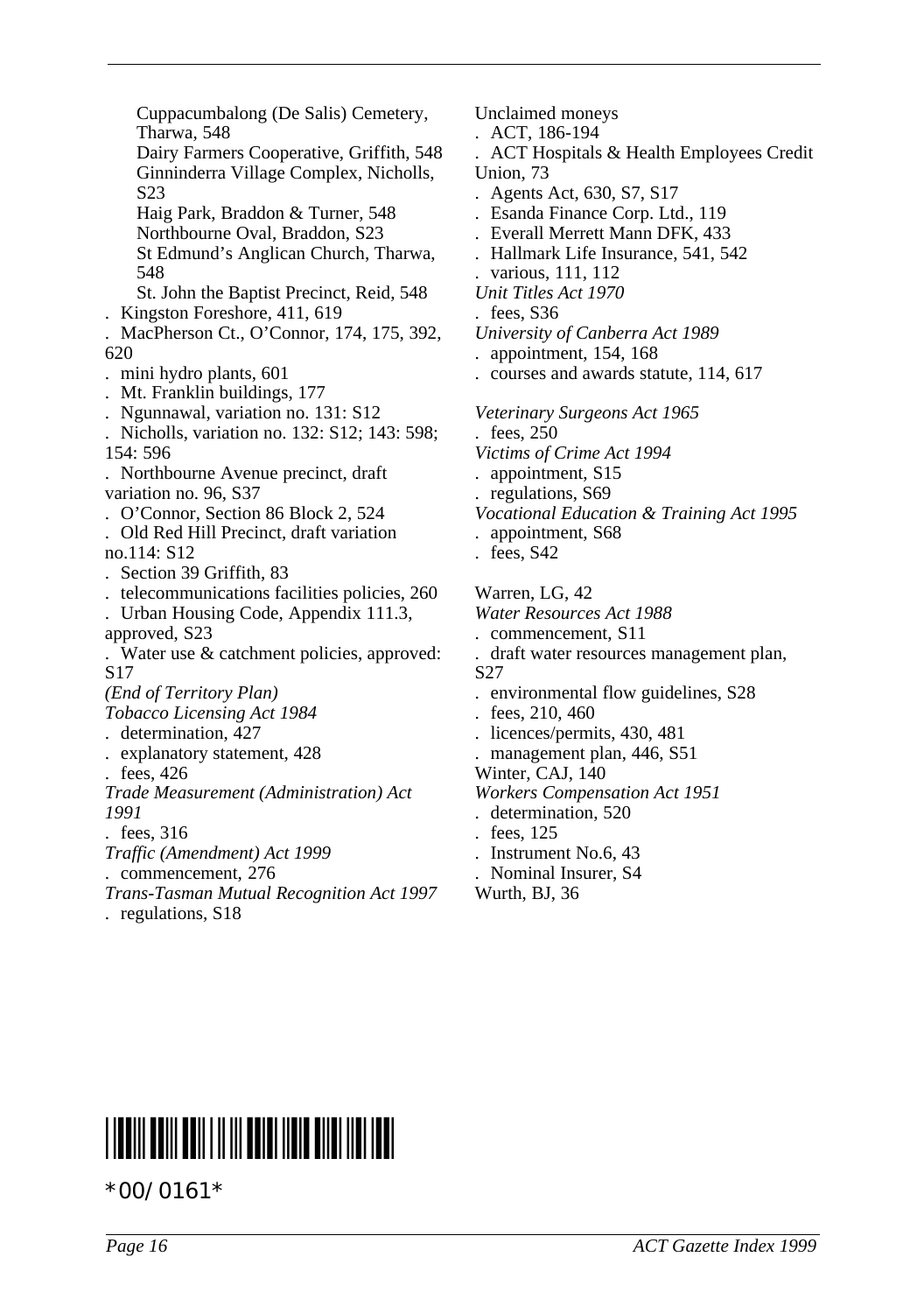Cuppacumbalong (De Salis) Cemetery, Tharwa, 548
Dairy Farmers Cooperative, Griffith, 548
Ginninderra Village Complex, Nicholls, S23
Haig Park, Braddon & Turner, 548
Northbourne Oval, Braddon, S23
St Edmund's Anglican Church, Tharwa, 548
St. John the Baptist Precinct, Reid, 548

. Kingston Foreshore, 411, 619
. MacPherson Ct., O'Connor, 174, 175, 392, 620
. mini hydro plants, 601
. Mt. Franklin buildings, 177
. Ngunnawal, variation no. 131: S12
. Nicholls, variation no. 132: S12; 143: 598; 154: 596
. Northbourne Avenue precinct, draft variation no. 96, S37
. O'Connor, Section 86 Block 2, 524
. Old Red Hill Precinct, draft variation no.114: S12
. Section 39 Griffith, 83
. telecommunications facilities policies, 260
. Urban Housing Code, Appendix 111.3, approved, S23
. Water use & catchment policies, approved: S17

*(End of Territory Plan)*

*Tobacco Licensing Act 1984*
. determination, 427
. explanatory statement, 428
. fees, 426

*Trade Measurement (Administration) Act 1991*
. fees, 316

*Traffic (Amendment) Act 1999*
. commencement, 276

*Trans-Tasman Mutual Recognition Act 1997*
. regulations, S18

Unclaimed moneys
. ACT, 186-194
. ACT Hospitals & Health Employees Credit Union, 73
. Agents Act, 630, S7, S17
. Esanda Finance Corp. Ltd., 119
. Everall Merrett Mann DFK, 433
. Hallmark Life Insurance, 541, 542
. various, 111, 112

*Unit Titles Act 1970*
. fees, S36

*University of Canberra Act 1989*
. appointment, 154, 168
. courses and awards statute, 114, 617

*Veterinary Surgeons Act 1965*
. fees, 250

*Victims of Crime Act 1994*
. appointment, S15
. regulations, S69

*Vocational Education & Training Act 1995*
. appointment, S68
. fees, S42

Warren, LG, 42

*Water Resources Act 1988*
. commencement, S11
. draft water resources management plan, S27
. environmental flow guidelines, S28
. fees, 210, 460
. licences/permits, 430, 481
. management plan, 446, S51

Winter, CAJ, 140

*Workers Compensation Act 1951*
. determination, 520
. fees, 125
. Instrument No.6, 43
. Nominal Insurer, S4

Wurth, BJ, 36

*00/0161*